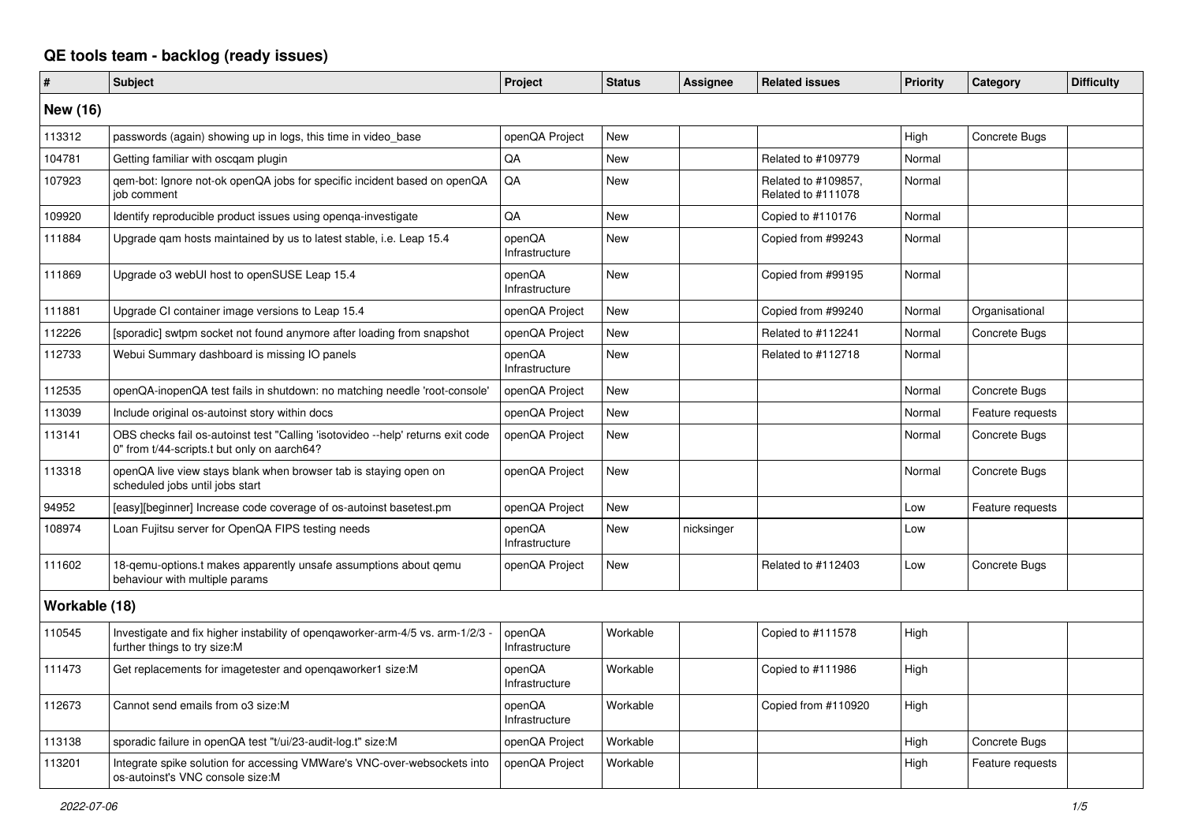# QE tools team - backlog (ready issues)

| # | Subject | Project | Status | Assignee | Related issues | Priority | Category | Difficulty |
|---|---|---|---|---|---|---|---|---|
| **New (16)** | | | | | | | | |
| 113312 | passwords (again) showing up in logs, this time in video_base | openQA Project | New | | | High | Concrete Bugs | |
| 104781 | Getting familiar with oscqam plugin | QA | New | | Related to #109779 | Normal | | |
| 107923 | qem-bot: Ignore not-ok openQA jobs for specific incident based on openQA job comment | QA | New | | Related to #109857, Related to #111078 | Normal | | |
| 109920 | Identify reproducible product issues using openqa-investigate | QA | New | | Copied to #110176 | Normal | | |
| 111884 | Upgrade qam hosts maintained by us to latest stable, i.e. Leap 15.4 | openQA Infrastructure | New | | Copied from #99243 | Normal | | |
| 111869 | Upgrade o3 webUI host to openSUSE Leap 15.4 | openQA Infrastructure | New | | Copied from #99195 | Normal | | |
| 111881 | Upgrade CI container image versions to Leap 15.4 | openQA Project | New | | Copied from #99240 | Normal | Organisational | |
| 112226 | [sporadic] swtpm socket not found anymore after loading from snapshot | openQA Project | New | | Related to #112241 | Normal | Concrete Bugs | |
| 112733 | Webui Summary dashboard is missing IO panels | openQA Infrastructure | New | | Related to #112718 | Normal | | |
| 112535 | openQA-inopenQA test fails in shutdown: no matching needle 'root-console' | openQA Project | New | | | Normal | Concrete Bugs | |
| 113039 | Include original os-autoinst story within docs | openQA Project | New | | | Normal | Feature requests | |
| 113141 | OBS checks fail os-autoinst test "Calling 'isotovideo --help' returns exit code 0" from t/44-scripts.t but only on aarch64? | openQA Project | New | | | Normal | Concrete Bugs | |
| 113318 | openQA live view stays blank when browser tab is staying open on scheduled jobs until jobs start | openQA Project | New | | | Normal | Concrete Bugs | |
| 94952 | [easy][beginner] Increase code coverage of os-autoinst basetest.pm | openQA Project | New | | | Low | Feature requests | |
| 108974 | Loan Fujitsu server for OpenQA FIPS testing needs | openQA Infrastructure | New | nicksinger | | Low | | |
| 111602 | 18-qemu-options.t makes apparently unsafe assumptions about qemu behaviour with multiple params | openQA Project | New | | Related to #112403 | Low | Concrete Bugs | |
| **Workable (18)** | | | | | | | | |
| 110545 | Investigate and fix higher instability of openqaworker-arm-4/5 vs. arm-1/2/3 - further things to try size:M | openQA Infrastructure | Workable | | Copied to #111578 | High | | |
| 111473 | Get replacements for imagetester and openqaworker1 size:M | openQA Infrastructure | Workable | | Copied to #111986 | High | | |
| 112673 | Cannot send emails from o3 size:M | openQA Infrastructure | Workable | | Copied from #110920 | High | | |
| 113138 | sporadic failure in openQA test "t/ui/23-audit-log.t" size:M | openQA Project | Workable | | | High | Concrete Bugs | |
| 113201 | Integrate spike solution for accessing VMWare's VNC-over-websockets into os-autoinst's VNC console size:M | openQA Project | Workable | | | High | Feature requests | |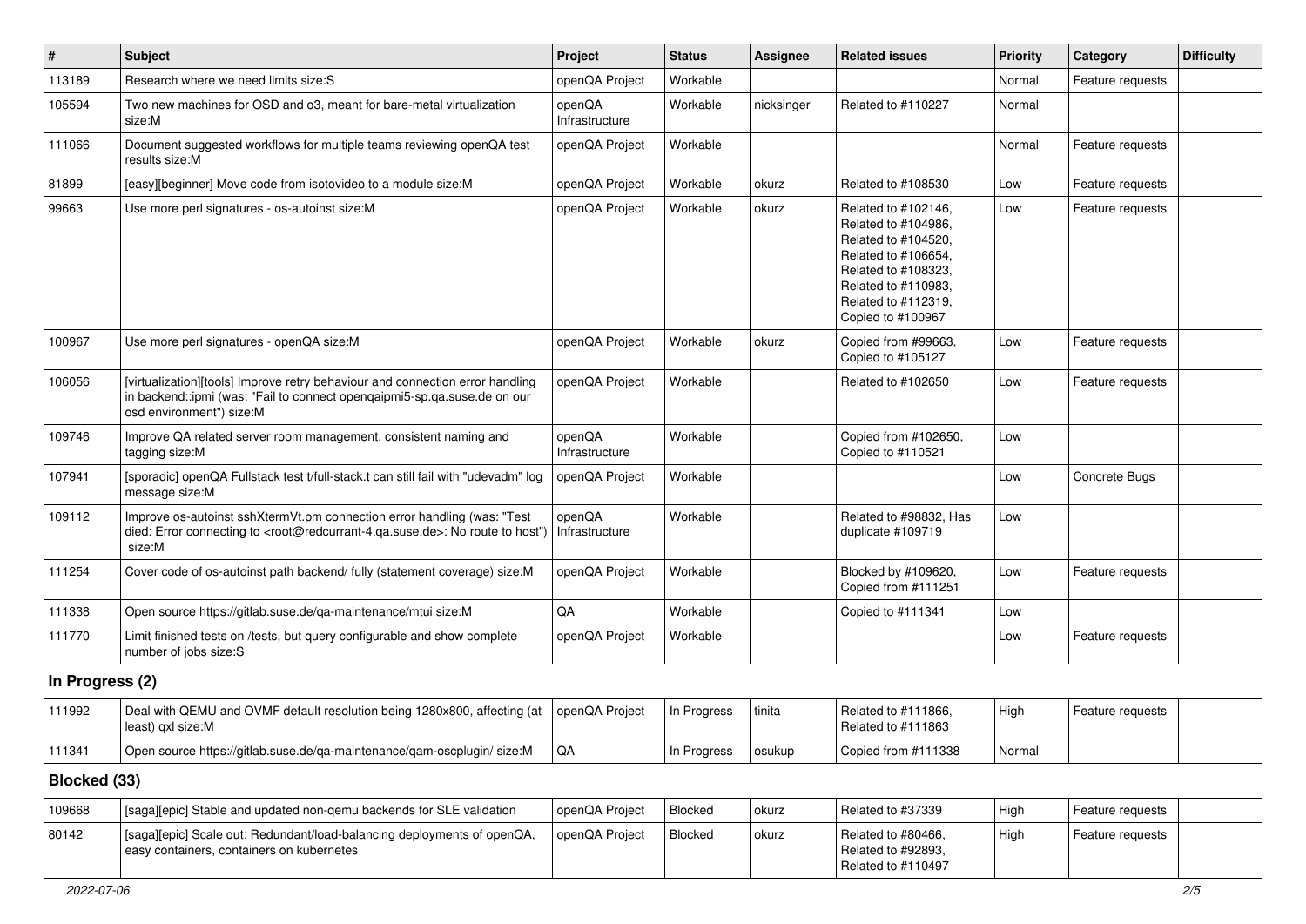| # | Subject | Project | Status | Assignee | Related issues | Priority | Category | Difficulty |
|---|---|---|---|---|---|---|---|---|
| 113189 | Research where we need limits size:S | openQA Project | Workable | | | Normal | Feature requests | |
| 105594 | Two new machines for OSD and o3, meant for bare-metal virtualization size:M | openQA Infrastructure | Workable | nicksinger | Related to #110227 | Normal | | |
| 111066 | Document suggested workflows for multiple teams reviewing openQA test results size:M | openQA Project | Workable | | | Normal | Feature requests | |
| 81899 | [easy][beginner] Move code from isotovideo to a module size:M | openQA Project | Workable | okurz | Related to #108530 | Low | Feature requests | |
| 99663 | Use more perl signatures - os-autoinst size:M | openQA Project | Workable | okurz | Related to #102146, Related to #104986, Related to #104520, Related to #106654, Related to #108323, Related to #110983, Related to #112319, Copied to #100967 | Low | Feature requests | |
| 100967 | Use more perl signatures - openQA size:M | openQA Project | Workable | okurz | Copied from #99663, Copied to #105127 | Low | Feature requests | |
| 106056 | [virtualization][tools] Improve retry behaviour and connection error handling in backend::ipmi (was: "Fail to connect openqaipmi5-sp.qa.suse.de on our osd environment") size:M | openQA Project | Workable | | Related to #102650 | Low | Feature requests | |
| 109746 | Improve QA related server room management, consistent naming and tagging size:M | openQA Infrastructure | Workable | | Copied from #102650, Copied to #110521 | Low | | |
| 107941 | [sporadic] openQA Fullstack test t/full-stack.t can still fail with "udevadm" log message size:M | openQA Project | Workable | | | Low | Concrete Bugs | |
| 109112 | Improve os-autoinst sshXtermVt.pm connection error handling (was: "Test died: Error connecting to <root@redcurrant-4.qa.suse.de>: No route to host") size:M | openQA Infrastructure | Workable | | Related to #98832, Has duplicate #109719 | Low | | |
| 111254 | Cover code of os-autoinst path backend/ fully (statement coverage) size:M | openQA Project | Workable | | Blocked by #109620, Copied from #111251 | Low | Feature requests | |
| 111338 | Open source https://gitlab.suse.de/qa-maintenance/mtui size:M | QA | Workable | | Copied to #111341 | Low | | |
| 111770 | Limit finished tests on /tests, but query configurable and show complete number of jobs size:S | openQA Project | Workable | | | Low | Feature requests | |
| **In Progress (2)** | | | | | | | | |
| 111992 | Deal with QEMU and OVMF default resolution being 1280x800, affecting (at least) qxl size:M | openQA Project | In Progress | tinita | Related to #111866, Related to #111863 | High | Feature requests | |
| 111341 | Open source https://gitlab.suse.de/qa-maintenance/qam-oscplugin/ size:M | QA | In Progress | osukup | Copied from #111338 | Normal | | |
| **Blocked (33)** | | | | | | | | |
| 109668 | [saga][epic] Stable and updated non-qemu backends for SLE validation | openQA Project | Blocked | okurz | Related to #37339 | High | Feature requests | |
| 80142 | [saga][epic] Scale out: Redundant/load-balancing deployments of openQA, easy containers, containers on kubernetes | openQA Project | Blocked | okurz | Related to #80466, Related to #92893, Related to #110497 | High | Feature requests | |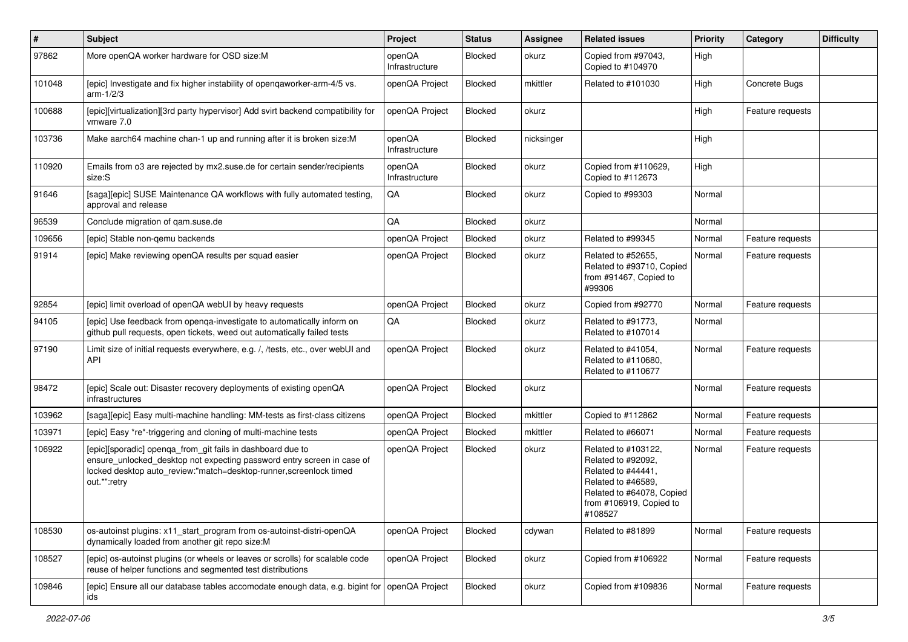| # | Subject | Project | Status | Assignee | Related issues | Priority | Category | Difficulty |
|---|---|---|---|---|---|---|---|---|
| 97862 | More openQA worker hardware for OSD size:M | openQA Infrastructure | Blocked | okurz | Copied from #97043, Copied to #104970 | High | | |
| 101048 | [epic] Investigate and fix higher instability of openqaworker-arm-4/5 vs. arm-1/2/3 | openQA Project | Blocked | mkittler | Related to #101030 | High | Concrete Bugs | |
| 100688 | [epic][virtualization][3rd party hypervisor] Add svirt backend compatibility for vmware 7.0 | openQA Project | Blocked | okurz | | High | Feature requests | |
| 103736 | Make aarch64 machine chan-1 up and running after it is broken size:M | openQA Infrastructure | Blocked | nicksinger | | High | | |
| 110920 | Emails from o3 are rejected by mx2.suse.de for certain sender/recipients size:S | openQA Infrastructure | Blocked | okurz | Copied from #110629, Copied to #112673 | High | | |
| 91646 | [saga][epic] SUSE Maintenance QA workflows with fully automated testing, approval and release | QA | Blocked | okurz | Copied to #99303 | Normal | | |
| 96539 | Conclude migration of qam.suse.de | QA | Blocked | okurz | | Normal | | |
| 109656 | [epic] Stable non-qemu backends | openQA Project | Blocked | okurz | Related to #99345 | Normal | Feature requests | |
| 91914 | [epic] Make reviewing openQA results per squad easier | openQA Project | Blocked | okurz | Related to #52655, Related to #93710, Copied from #91467, Copied to #99306 | Normal | Feature requests | |
| 92854 | [epic] limit overload of openQA webUI by heavy requests | openQA Project | Blocked | okurz | Copied from #92770 | Normal | Feature requests | |
| 94105 | [epic] Use feedback from openqa-investigate to automatically inform on github pull requests, open tickets, weed out automatically failed tests | QA | Blocked | okurz | Related to #91773, Related to #107014 | Normal | | |
| 97190 | Limit size of initial requests everywhere, e.g. /, /tests, etc., over webUI and API | openQA Project | Blocked | okurz | Related to #41054, Related to #110680, Related to #110677 | Normal | Feature requests | |
| 98472 | [epic] Scale out: Disaster recovery deployments of existing openQA infrastructures | openQA Project | Blocked | okurz | | Normal | Feature requests | |
| 103962 | [saga][epic] Easy multi-machine handling: MM-tests as first-class citizens | openQA Project | Blocked | mkittler | Copied to #112862 | Normal | Feature requests | |
| 103971 | [epic] Easy *re*-triggering and cloning of multi-machine tests | openQA Project | Blocked | mkittler | Related to #66071 | Normal | Feature requests | |
| 106922 | [epic][sporadic] openqa_from_git fails in dashboard due to ensure_unlocked_desktop not expecting password entry screen in case of locked desktop auto_review:"match=desktop-runner,screenlock timed out.*":retry | openQA Project | Blocked | okurz | Related to #103122, Related to #92092, Related to #44441, Related to #46589, Related to #64078, Copied from #106919, Copied to #108527 | Normal | Feature requests | |
| 108530 | os-autoinst plugins: x11_start_program from os-autoinst-distri-openQA dynamically loaded from another git repo size:M | openQA Project | Blocked | cdywan | Related to #81899 | Normal | Feature requests | |
| 108527 | [epic] os-autoinst plugins (or wheels or leaves or scrolls) for scalable code reuse of helper functions and segmented test distributions | openQA Project | Blocked | okurz | Copied from #106922 | Normal | Feature requests | |
| 109846 | [epic] Ensure all our database tables accomodate enough data, e.g. bigint for ids | openQA Project | Blocked | okurz | Copied from #109836 | Normal | Feature requests | |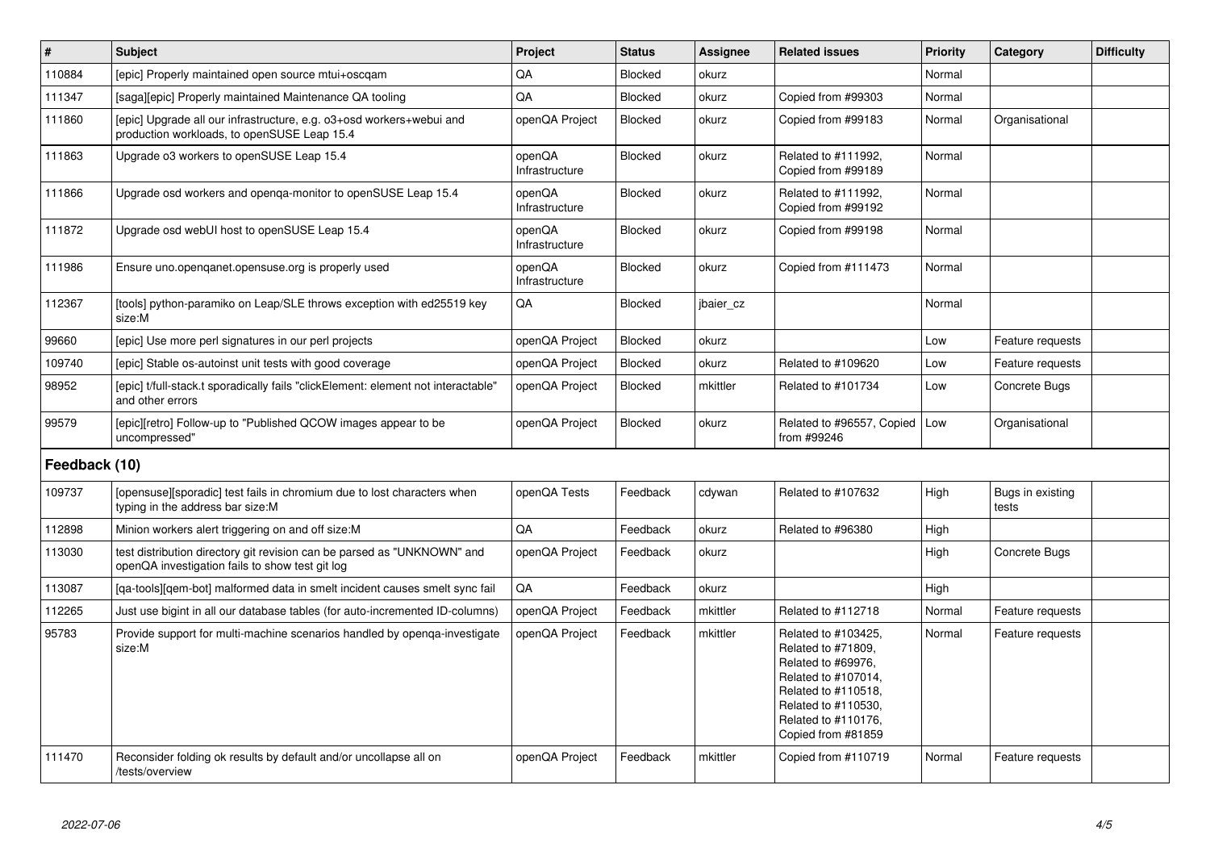| # | Subject | Project | Status | Assignee | Related issues | Priority | Category | Difficulty |
|---|---|---|---|---|---|---|---|---|
| 110884 | [epic] Properly maintained open source mtui+oscqam | QA | Blocked | okurz | | Normal | | |
| 111347 | [saga][epic] Properly maintained Maintenance QA tooling | QA | Blocked | okurz | Copied from #99303 | Normal | | |
| 111860 | [epic] Upgrade all our infrastructure, e.g. o3+osd workers+webui and production workloads, to openSUSE Leap 15.4 | openQA Project | Blocked | okurz | Copied from #99183 | Normal | Organisational | |
| 111863 | Upgrade o3 workers to openSUSE Leap 15.4 | openQA Infrastructure | Blocked | okurz | Related to #111992, Copied from #99189 | Normal | | |
| 111866 | Upgrade osd workers and openqa-monitor to openSUSE Leap 15.4 | openQA Infrastructure | Blocked | okurz | Related to #111992, Copied from #99192 | Normal | | |
| 111872 | Upgrade osd webUI host to openSUSE Leap 15.4 | openQA Infrastructure | Blocked | okurz | Copied from #99198 | Normal | | |
| 111986 | Ensure uno.openqanet.opensuse.org is properly used | openQA Infrastructure | Blocked | okurz | Copied from #111473 | Normal | | |
| 112367 | [tools] python-paramiko on Leap/SLE throws exception with ed25519 key size:M | QA | Blocked | jbaier_cz | | Normal | | |
| 99660 | [epic] Use more perl signatures in our perl projects | openQA Project | Blocked | okurz | | Low | Feature requests | |
| 109740 | [epic] Stable os-autoinst unit tests with good coverage | openQA Project | Blocked | okurz | Related to #109620 | Low | Feature requests | |
| 98952 | [epic] t/full-stack.t sporadically fails "clickElement: element not interactable" and other errors | openQA Project | Blocked | mkittler | Related to #101734 | Low | Concrete Bugs | |
| 99579 | [epic][retro] Follow-up to "Published QCOW images appear to be uncompressed" | openQA Project | Blocked | okurz | Related to #96557, Copied from #99246 | Low | Organisational | |
| **Feedback (10)** | | | | | | | | |
| 109737 | [opensuse][sporadic] test fails in chromium due to lost characters when typing in the address bar size:M | openQA Tests | Feedback | cdywan | Related to #107632 | High | Bugs in existing tests | |
| 112898 | Minion workers alert triggering on and off size:M | QA | Feedback | okurz | Related to #96380 | High | | |
| 113030 | test distribution directory git revision can be parsed as "UNKNOWN" and openQA investigation fails to show test git log | openQA Project | Feedback | okurz | | High | Concrete Bugs | |
| 113087 | [qa-tools][qem-bot] malformed data in smelt incident causes smelt sync fail | QA | Feedback | okurz | | High | | |
| 112265 | Just use bigint in all our database tables (for auto-incremented ID-columns) | openQA Project | Feedback | mkittler | Related to #112718 | Normal | Feature requests | |
| 95783 | Provide support for multi-machine scenarios handled by openqa-investigate size:M | openQA Project | Feedback | mkittler | Related to #103425, Related to #71809, Related to #69976, Related to #107014, Related to #110518, Related to #110530, Related to #110176, Copied from #81859 | Normal | Feature requests | |
| 111470 | Reconsider folding ok results by default and/or uncollapse all on /tests/overview | openQA Project | Feedback | mkittler | Copied from #110719 | Normal | Feature requests | |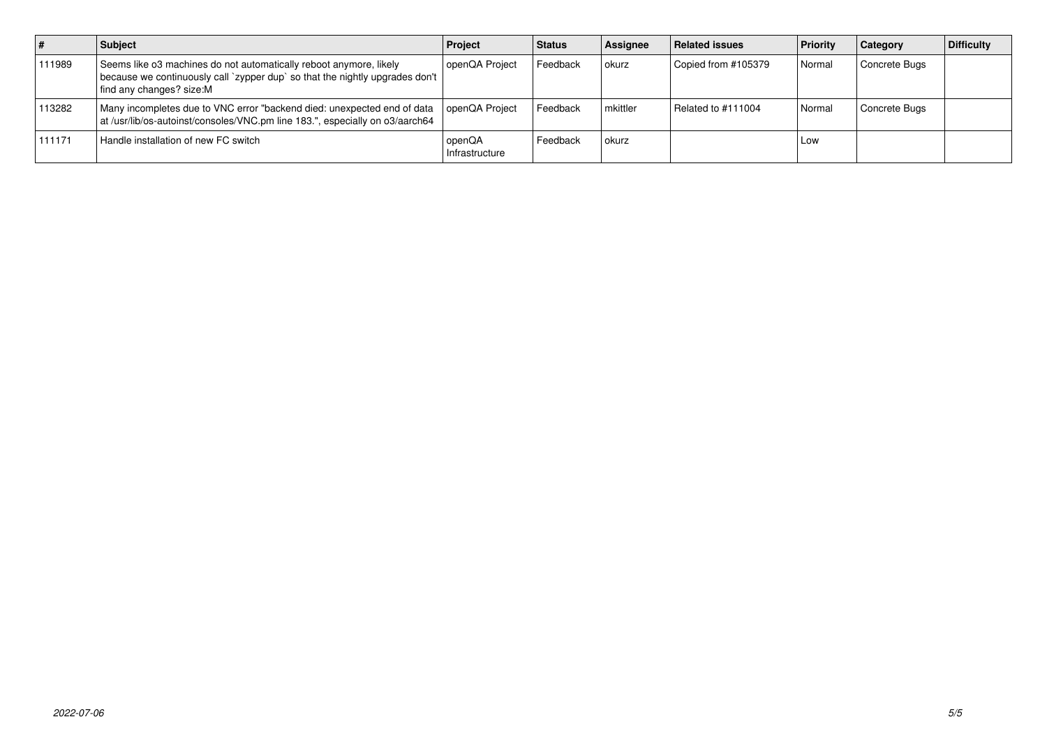| # | Subject | Project | Status | Assignee | Related issues | Priority | Category | Difficulty |
|---|---|---|---|---|---|---|---|---|
| 111989 | Seems like o3 machines do not automatically reboot anymore, likely because we continuously call `zypper dup` so that the nightly upgrades don't find any changes? size:M | openQA Project | Feedback | okurz | Copied from #105379 | Normal | Concrete Bugs | |
| 113282 | Many incompletes due to VNC error "backend died: unexpected end of data at /usr/lib/os-autoinst/consoles/VNC.pm line 183.", especially on o3/aarch64 | openQA Project | Feedback | mkittler | Related to #111004 | Normal | Concrete Bugs | |
| 111171 | Handle installation of new FC switch | openQA Infrastructure | Feedback | okurz | | Low | | |

*2022-07-06*